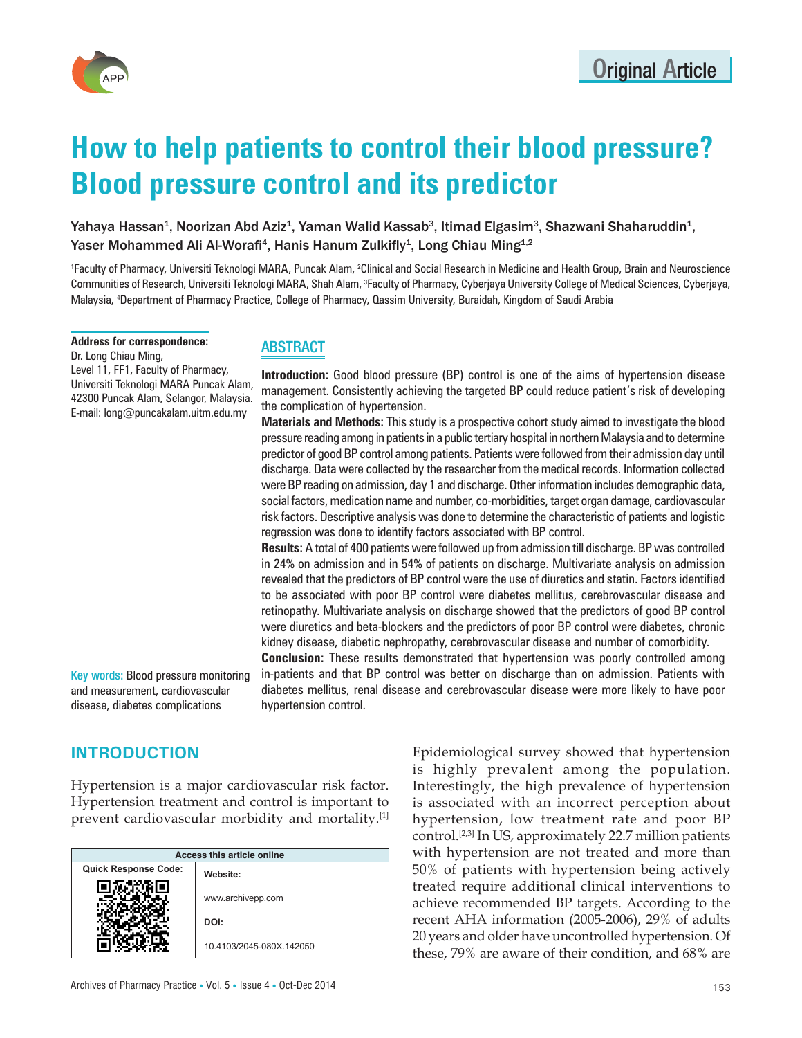Original Article

# How to help patients to control their blood pressure? Blood pressure control and its predictor

Yahaya Hassan[1], Noorizan Abd Aziz[1], Yaman Walid Kassab[3], Itimad Elgasim[3], Shazwani Shaharuddin[1], Yaser Mohammed Ali Al-Worafi[4], Hanis Hanum Zulkifly[1], Long Chiau Ming[1,2]

[1]Faculty of Pharmacy, Universiti Teknologi MARA, Puncak Alam, [2]Clinical and Social Research in Medicine and Health Group, Brain and Neuroscience Communities of Research, Universiti Teknologi MARA, Shah Alam, [3]Faculty of Pharmacy, Cyberjaya University College of Medical Sciences, Cyberjaya, Malaysia, [4]Department of Pharmacy Practice, College of Pharmacy, Qassim University, Buraidah, Kingdom of Saudi Arabia

**Address for correspondence:**
Dr. Long Chiau Ming,
Level 11, FF1, Faculty of Pharmacy,
Universiti Teknologi MARA Puncak Alam,
42300 Puncak Alam, Selangor, Malaysia.
E-mail: long@puncakalam.uitm.edu.my

## ABSTRACT

**Introduction:** Good blood pressure (BP) control is one of the aims of hypertension disease management. Consistently achieving the targeted BP could reduce patient's risk of developing the complication of hypertension.

**Materials and Methods:** This study is a prospective cohort study aimed to investigate the blood pressure reading among in patients in a public tertiary hospital in northern Malaysia and to determine predictor of good BP control among patients. Patients were followed from their admission day until discharge. Data were collected by the researcher from the medical records. Information collected were BP reading on admission, day 1 and discharge. Other information includes demographic data, social factors, medication name and number, co-morbidities, target organ damage, cardiovascular risk factors. Descriptive analysis was done to determine the characteristic of patients and logistic regression was done to identify factors associated with BP control.

**Results:** A total of 400 patients were followed up from admission till discharge. BP was controlled in 24% on admission and in 54% of patients on discharge. Multivariate analysis on admission revealed that the predictors of BP control were the use of diuretics and statin. Factors identified to be associated with poor BP control were diabetes mellitus, cerebrovascular disease and retinopathy. Multivariate analysis on discharge showed that the predictors of good BP control were diuretics and beta-blockers and the predictors of poor BP control were diabetes, chronic kidney disease, diabetic nephropathy, cerebrovascular disease and number of comorbidity.

**Conclusion:** These results demonstrated that hypertension was poorly controlled among in-patients and that BP control was better on discharge than on admission. Patients with diabetes mellitus, renal disease and cerebrovascular disease were more likely to have poor hypertension control.

**Key words:** Blood pressure monitoring and measurement, cardiovascular disease, diabetes complications

| Access this article online | |
|---|---|
| Quick Response Code: | Website: www.archivepp.com |
| | DOI: 10.4103/2045-080X.142050 |

## INTRODUCTION

Hypertension is a major cardiovascular risk factor. Hypertension treatment and control is important to prevent cardiovascular morbidity and mortality.[1]

Epidemiological survey showed that hypertension is highly prevalent among the population. Interestingly, the high prevalence of hypertension is associated with an incorrect perception about hypertension, low treatment rate and poor BP control.[2,3] In US, approximately 22.7 million patients with hypertension are not treated and more than 50% of patients with hypertension being actively treated require additional clinical interventions to achieve recommended BP targets. According to the recent AHA information (2005-2006), 29% of adults 20 years and older have uncontrolled hypertension. Of these, 79% are aware of their condition, and 68% are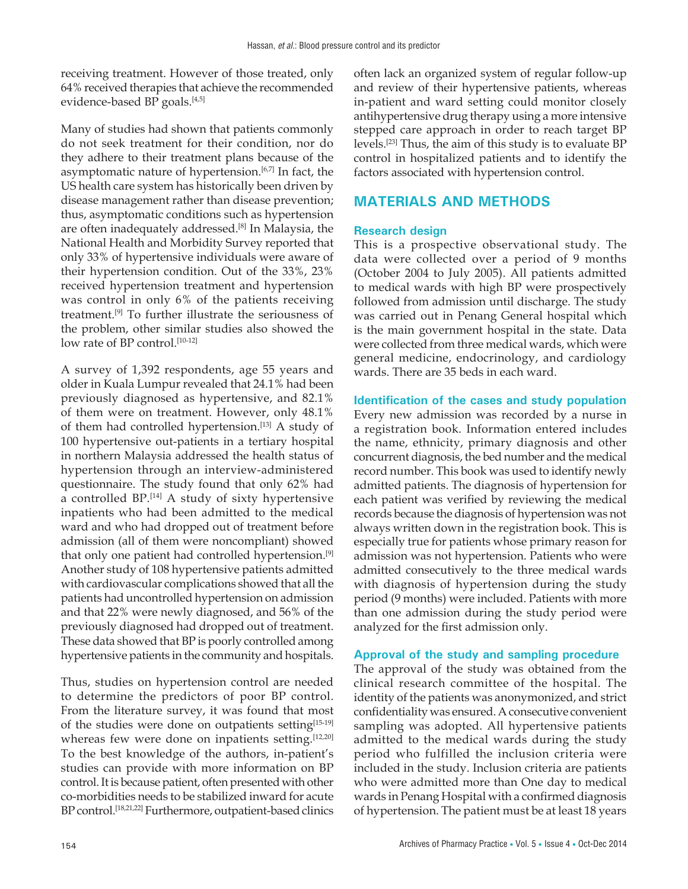receiving treatment. However of those treated, only 64% received therapies that achieve the recommended evidence-based BP goals.[4,5]

Many of studies had shown that patients commonly do not seek treatment for their condition, nor do they adhere to their treatment plans because of the asymptomatic nature of hypertension.[6,7] In fact, the US health care system has historically been driven by disease management rather than disease prevention; thus, asymptomatic conditions such as hypertension are often inadequately addressed.[8] In Malaysia, the National Health and Morbidity Survey reported that only 33% of hypertensive individuals were aware of their hypertension condition. Out of the 33%, 23% received hypertension treatment and hypertension was control in only 6% of the patients receiving treatment.[9] To further illustrate the seriousness of the problem, other similar studies also showed the low rate of BP control.[10-12]

A survey of 1,392 respondents, age 55 years and older in Kuala Lumpur revealed that 24.1% had been previously diagnosed as hypertensive, and 82.1% of them were on treatment. However, only 48.1% of them had controlled hypertension.[13] A study of 100 hypertensive out-patients in a tertiary hospital in northern Malaysia addressed the health status of hypertension through an interview-administered questionnaire. The study found that only 62% had a controlled BP.[14] A study of sixty hypertensive inpatients who had been admitted to the medical ward and who had dropped out of treatment before admission (all of them were noncompliant) showed that only one patient had controlled hypertension.[9] Another study of 108 hypertensive patients admitted with cardiovascular complications showed that all the patients had uncontrolled hypertension on admission and that 22% were newly diagnosed, and 56% of the previously diagnosed had dropped out of treatment. These data showed that BP is poorly controlled among hypertensive patients in the community and hospitals.

Thus, studies on hypertension control are needed to determine the predictors of poor BP control. From the literature survey, it was found that most of the studies were done on outpatients setting[15-19] whereas few were done on inpatients setting.[12,20] To the best knowledge of the authors, in-patient's studies can provide with more information on BP control. It is because patient, often presented with other co-morbidities needs to be stabilized inward for acute BP control.[18,21,22] Furthermore, outpatient-based clinics often lack an organized system of regular follow-up and review of their hypertensive patients, whereas in-patient and ward setting could monitor closely antihypertensive drug therapy using a more intensive stepped care approach in order to reach target BP levels.[23] Thus, the aim of this study is to evaluate BP control in hospitalized patients and to identify the factors associated with hypertension control.

## MATERIALS AND METHODS

### Research design

This is a prospective observational study. The data were collected over a period of 9 months (October 2004 to July 2005). All patients admitted to medical wards with high BP were prospectively followed from admission until discharge. The study was carried out in Penang General hospital which is the main government hospital in the state. Data were collected from three medical wards, which were general medicine, endocrinology, and cardiology wards. There are 35 beds in each ward.

### Identification of the cases and study population

Every new admission was recorded by a nurse in a registration book. Information entered includes the name, ethnicity, primary diagnosis and other concurrent diagnosis, the bed number and the medical record number. This book was used to identify newly admitted patients. The diagnosis of hypertension for each patient was verified by reviewing the medical records because the diagnosis of hypertension was not always written down in the registration book. This is especially true for patients whose primary reason for admission was not hypertension. Patients who were admitted consecutively to the three medical wards with diagnosis of hypertension during the study period (9 months) were included. Patients with more than one admission during the study period were analyzed for the first admission only.

### Approval of the study and sampling procedure

The approval of the study was obtained from the clinical research committee of the hospital. The identity of the patients was anonymonized, and strict confidentiality was ensured. A consecutive convenient sampling was adopted. All hypertensive patients admitted to the medical wards during the study period who fulfilled the inclusion criteria were included in the study. Inclusion criteria are patients who were admitted more than One day to medical wards in Penang Hospital with a confirmed diagnosis of hypertension. The patient must be at least 18 years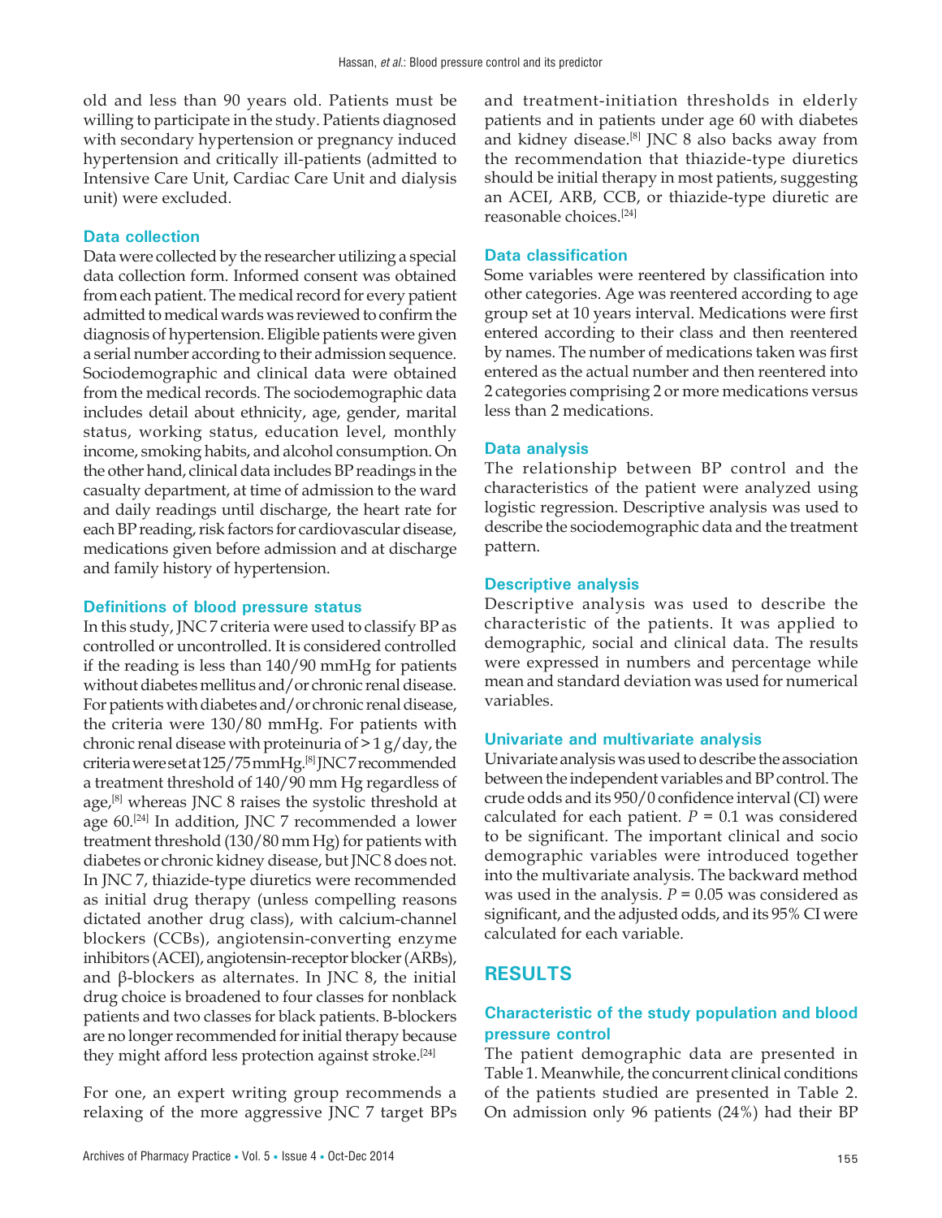old and less than 90 years old. Patients must be willing to participate in the study. Patients diagnosed with secondary hypertension or pregnancy induced hypertension and critically ill-patients (admitted to Intensive Care Unit, Cardiac Care Unit and dialysis unit) were excluded.

### Data collection

Data were collected by the researcher utilizing a special data collection form. Informed consent was obtained from each patient. The medical record for every patient admitted to medical wards was reviewed to confirm the diagnosis of hypertension. Eligible patients were given a serial number according to their admission sequence. Sociodemographic and clinical data were obtained from the medical records. The sociodemographic data includes detail about ethnicity, age, gender, marital status, working status, education level, monthly income, smoking habits, and alcohol consumption. On the other hand, clinical data includes BP readings in the casualty department, at time of admission to the ward and daily readings until discharge, the heart rate for each BP reading, risk factors for cardiovascular disease, medications given before admission and at discharge and family history of hypertension.

### Definitions of blood pressure status

In this study, JNC 7 criteria were used to classify BP as controlled or uncontrolled. It is considered controlled if the reading is less than 140/90 mmHg for patients without diabetes mellitus and/or chronic renal disease. For patients with diabetes and/or chronic renal disease, the criteria were 130/80 mmHg. For patients with chronic renal disease with proteinuria of > 1 g/day, the criteria were set at 125/75 mmHg.[8] JNC 7 recommended a treatment threshold of 140/90 mm Hg regardless of age,[8] whereas JNC 8 raises the systolic threshold at age 60.[24] In addition, JNC 7 recommended a lower treatment threshold (130/80 mm Hg) for patients with diabetes or chronic kidney disease, but JNC 8 does not. In JNC 7, thiazide-type diuretics were recommended as initial drug therapy (unless compelling reasons dictated another drug class), with calcium-channel blockers (CCBs), angiotensin-converting enzyme inhibitors (ACEI), angiotensin-receptor blocker (ARBs), and β-blockers as alternates. In JNC 8, the initial drug choice is broadened to four classes for nonblack patients and two classes for black patients. B-blockers are no longer recommended for initial therapy because they might afford less protection against stroke.[24]

For one, an expert writing group recommends a relaxing of the more aggressive JNC 7 target BPs and treatment-initiation thresholds in elderly patients and in patients under age 60 with diabetes and kidney disease.[8] JNC 8 also backs away from the recommendation that thiazide-type diuretics should be initial therapy in most patients, suggesting an ACEI, ARB, CCB, or thiazide-type diuretic are reasonable choices.[24]

### Data classification

Some variables were reentered by classification into other categories. Age was reentered according to age group set at 10 years interval. Medications were first entered according to their class and then reentered by names. The number of medications taken was first entered as the actual number and then reentered into 2 categories comprising 2 or more medications versus less than 2 medications.

### Data analysis

The relationship between BP control and the characteristics of the patient were analyzed using logistic regression. Descriptive analysis was used to describe the sociodemographic data and the treatment pattern.

### Descriptive analysis

Descriptive analysis was used to describe the characteristic of the patients. It was applied to demographic, social and clinical data. The results were expressed in numbers and percentage while mean and standard deviation was used for numerical variables.

### Univariate and multivariate analysis

Univariate analysis was used to describe the association between the independent variables and BP control. The crude odds and its 950/0 confidence interval (CI) were calculated for each patient. $P = 0.1$ was considered to be significant. The important clinical and socio demographic variables were introduced together into the multivariate analysis. The backward method was used in the analysis. $P = 0.05$ was considered as significant, and the adjusted odds, and its 95% CI were calculated for each variable.

## RESULTS

### Characteristic of the study population and blood pressure control

The patient demographic data are presented in Table 1. Meanwhile, the concurrent clinical conditions of the patients studied are presented in Table 2. On admission only 96 patients (24%) had their BP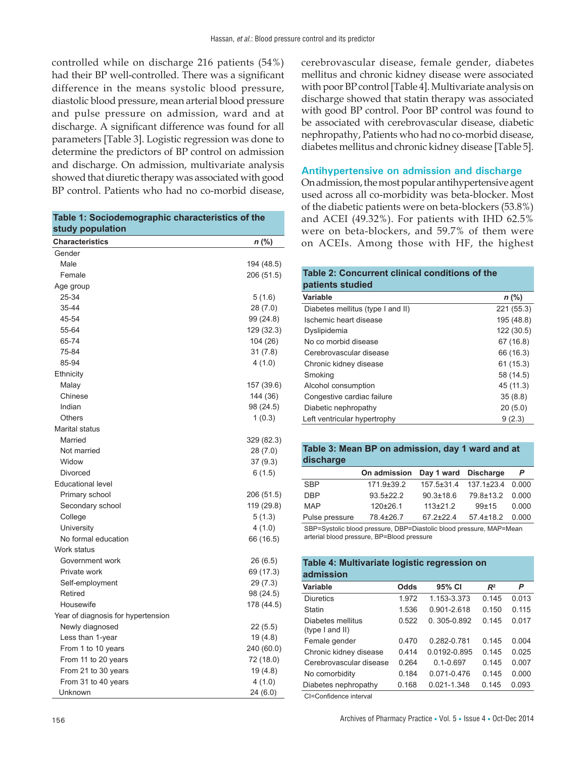controlled while on discharge 216 patients (54%) had their BP well-controlled. There was a significant difference in the means systolic blood pressure, diastolic blood pressure, mean arterial blood pressure and pulse pressure on admission, ward and at discharge. A significant difference was found for all parameters [Table 3]. Logistic regression was done to determine the predictors of BP control on admission and discharge. On admission, multivariate analysis showed that diuretic therapy was associated with good BP control. Patients who had no co-morbid disease, cerebrovascular disease, female gender, diabetes mellitus and chronic kidney disease were associated with poor BP control [Table 4]. Multivariate analysis on discharge showed that statin therapy was associated with good BP control. Poor BP control was found to be associated with cerebrovascular disease, diabetic nephropathy, Patients who had no co-morbid disease, diabetes mellitus and chronic kidney disease [Table 5].

**Table 1: Sociodemographic characteristics of the study population**

| Characteristics | n (%) |
|---|---|
| Gender | |
| Male | 194 (48.5) |
| Female | 206 (51.5) |
| Age group | |
| 25-34 | 5 (1.6) |
| 35-44 | 28 (7.0) |
| 45-54 | 99 (24.8) |
| 55-64 | 129 (32.3) |
| 65-74 | 104 (26) |
| 75-84 | 31 (7.8) |
| 85-94 | 4 (1.0) |
| Ethnicity | |
| Malay | 157 (39.6) |
| Chinese | 144 (36) |
| Indian | 98 (24.5) |
| Others | 1 (0.3) |
| Marital status | |
| Married | 329 (82.3) |
| Not married | 28 (7.0) |
| Widow | 37 (9.3) |
| Divorced | 6 (1.5) |
| Educational level | |
| Primary school | 206 (51.5) |
| Secondary school | 119 (29.8) |
| College | 5 (1.3) |
| University | 4 (1.0) |
| No formal education | 66 (16.5) |
| Work status | |
| Government work | 26 (6.5) |
| Private work | 69 (17.3) |
| Self-employment | 29 (7.3) |
| Retired | 98 (24.5) |
| Housewife | 178 (44.5) |
| Year of diagnosis for hypertension | |
| Newly diagnosed | 22 (5.5) |
| Less than 1-year | 19 (4.8) |
| From 1 to 10 years | 240 (60.0) |
| From 11 to 20 years | 72 (18.0) |
| From 21 to 30 years | 19 (4.8) |
| From 31 to 40 years | 4 (1.0) |
| Unknown | 24 (6.0) |

## Antihypertensive on admission and discharge

On admission, the most popular antihypertensive agent used across all co-morbidity was beta-blocker. Most of the diabetic patients were on beta-blockers (53.8%) and ACEI (49.32%). For patients with IHD 62.5% were on beta-blockers, and 59.7% of them were on ACEIs. Among those with HF, the highest

**Table 2: Concurrent clinical conditions of the patients studied**

| Variable | n (%) |
|---|---|
| Diabetes mellitus (type I and II) | 221 (55.3) |
| Ischemic heart disease | 195 (48.8) |
| Dyslipidemia | 122 (30.5) |
| No co morbid disease | 67 (16.8) |
| Cerebrovascular disease | 66 (16.3) |
| Chronic kidney disease | 61 (15.3) |
| Smoking | 58 (14.5) |
| Alcohol consumption | 45 (11.3) |
| Congestive cardiac failure | 35 (8.8) |
| Diabetic nephropathy | 20 (5.0) |
| Left ventricular hypertrophy | 9 (2.3) |

**Table 3: Mean BP on admission, day 1 ward and at discharge**

| | On admission | Day 1 ward | Discharge | P |
|---|---|---|---|---|
| SBP | 171.9±39.2 | 157.5±31.4 | 137.1±23.4 | 0.000 |
| DBP | 93.5±22.2 | 90.3±18.6 | 79.8±13.2 | 0.000 |
| MAP | 120±26.1 | 113±21.2 | 99±15 | 0.000 |
| Pulse pressure | 78.4±26.7 | 67.2±22.4 | 57.4±18.2 | 0.000 |

SBP=Systolic blood pressure, DBP=Diastolic blood pressure, MAP=Mean arterial blood pressure, BP=Blood pressure

**Table 4: Multivariate logistic regression on admission**

| Variable | Odds | 95% CI | $R^2$ | P |
|---|---|---|---|---|
| Diuretics | 1.972 | 1.153-3.373 | 0.145 | 0.013 |
| Statin | 1.536 | 0.901-2.618 | 0.150 | 0.115 |
| Diabetes mellitus (type I and II) | 0.522 | 0. 305-0.892 | 0.145 | 0.017 |
| Female gender | 0.470 | 0.282-0.781 | 0.145 | 0.004 |
| Chronic kidney disease | 0.414 | 0.0192-0.895 | 0.145 | 0.025 |
| Cerebrovascular disease | 0.264 | 0.1-0.697 | 0.145 | 0.007 |
| No comorbidity | 0.184 | 0.071-0.476 | 0.145 | 0.000 |
| Diabetes nephropathy | 0.168 | 0.021-1.348 | 0.145 | 0.093 |

CI=Confidence interval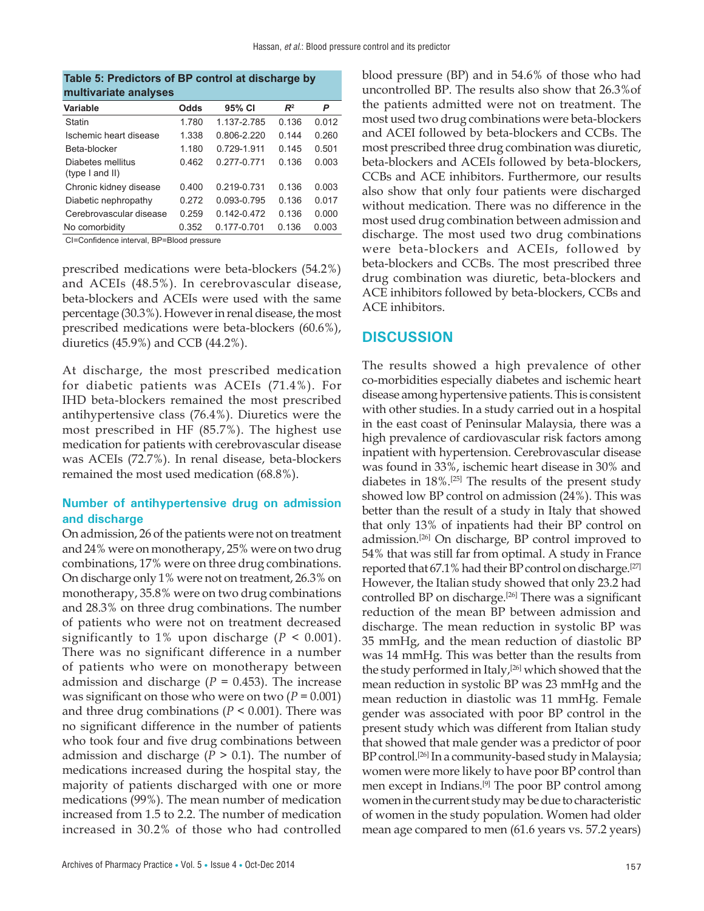**Table 5: Predictors of BP control at discharge by multivariate analyses**

| Variable | Odds | 95% CI | $R^2$ | P |
|---|---|---|---|---|
| Statin | 1.780 | 1.137-2.785 | 0.136 | 0.012 |
| Ischemic heart disease | 1.338 | 0.806-2.220 | 0.144 | 0.260 |
| Beta-blocker | 1.180 | 0.729-1.911 | 0.145 | 0.501 |
| Diabetes mellitus (type I and II) | 0.462 | 0.277-0.771 | 0.136 | 0.003 |
| Chronic kidney disease | 0.400 | 0.219-0.731 | 0.136 | 0.003 |
| Diabetic nephropathy | 0.272 | 0.093-0.795 | 0.136 | 0.017 |
| Cerebrovascular disease | 0.259 | 0.142-0.472 | 0.136 | 0.000 |
| No comorbidity | 0.352 | 0.177-0.701 | 0.136 | 0.003 |

CI=Confidence interval, BP=Blood pressure

prescribed medications were beta-blockers (54.2%) and ACEIs (48.5%). In cerebrovascular disease, beta-blockers and ACEIs were used with the same percentage (30.3%). However in renal disease, the most prescribed medications were beta-blockers (60.6%), diuretics (45.9%) and CCB (44.2%).

At discharge, the most prescribed medication for diabetic patients was ACEIs (71.4%). For IHD beta-blockers remained the most prescribed antihypertensive class (76.4%). Diuretics were the most prescribed in HF (85.7%). The highest use medication for patients with cerebrovascular disease was ACEIs (72.7%). In renal disease, beta-blockers remained the most used medication (68.8%).

### Number of antihypertensive drug on admission and discharge

On admission, 26 of the patients were not on treatment and 24% were on monotherapy, 25% were on two drug combinations, 17% were on three drug combinations. On discharge only 1% were not on treatment, 26.3% on monotherapy, 35.8% were on two drug combinations and 28.3% on three drug combinations. The number of patients who were not on treatment decreased significantly to 1% upon discharge ($P < 0.001$). There was no significant difference in a number of patients who were on monotherapy between admission and discharge ($P = 0.453$). The increase was significant on those who were on two ($P = 0.001$) and three drug combinations ($P < 0.001$). There was no significant difference in the number of patients who took four and five drug combinations between admission and discharge ($P > 0.1$). The number of medications increased during the hospital stay, the majority of patients discharged with one or more medications (99%). The mean number of medication increased from 1.5 to 2.2. The number of medication increased in 30.2% of those who had controlled blood pressure (BP) and in 54.6% of those who had uncontrolled BP. The results also show that 26.3%of the patients admitted were not on treatment. The most used two drug combinations were beta-blockers and ACEI followed by beta-blockers and CCBs. The most prescribed three drug combination was diuretic, beta-blockers and ACEIs followed by beta-blockers, CCBs and ACE inhibitors. Furthermore, our results also show that only four patients were discharged without medication. There was no difference in the most used drug combination between admission and discharge. The most used two drug combinations were beta-blockers and ACEIs, followed by beta-blockers and CCBs. The most prescribed three drug combination was diuretic, beta-blockers and ACE inhibitors followed by beta-blockers, CCBs and ACE inhibitors.

## DISCUSSION

The results showed a high prevalence of other co-morbidities especially diabetes and ischemic heart disease among hypertensive patients. This is consistent with other studies. In a study carried out in a hospital in the east coast of Peninsular Malaysia, there was a high prevalence of cardiovascular risk factors among inpatient with hypertension. Cerebrovascular disease was found in 33%, ischemic heart disease in 30% and diabetes in 18%.[25] The results of the present study showed low BP control on admission (24%). This was better than the result of a study in Italy that showed that only 13% of inpatients had their BP control on admission.[26] On discharge, BP control improved to 54% that was still far from optimal. A study in France reported that 67.1% had their BP control on discharge.[27] However, the Italian study showed that only 23.2 had controlled BP on discharge.[26] There was a significant reduction of the mean BP between admission and discharge. The mean reduction in systolic BP was 35 mmHg, and the mean reduction of diastolic BP was 14 mmHg. This was better than the results from the study performed in Italy,[26] which showed that the mean reduction in systolic BP was 23 mmHg and the mean reduction in diastolic was 11 mmHg. Female gender was associated with poor BP control in the present study which was different from Italian study that showed that male gender was a predictor of poor BP control.[26] In a community-based study in Malaysia; women were more likely to have poor BP control than men except in Indians.[9] The poor BP control among women in the current study may be due to characteristic of women in the study population. Women had older mean age compared to men (61.6 years vs. 57.2 years)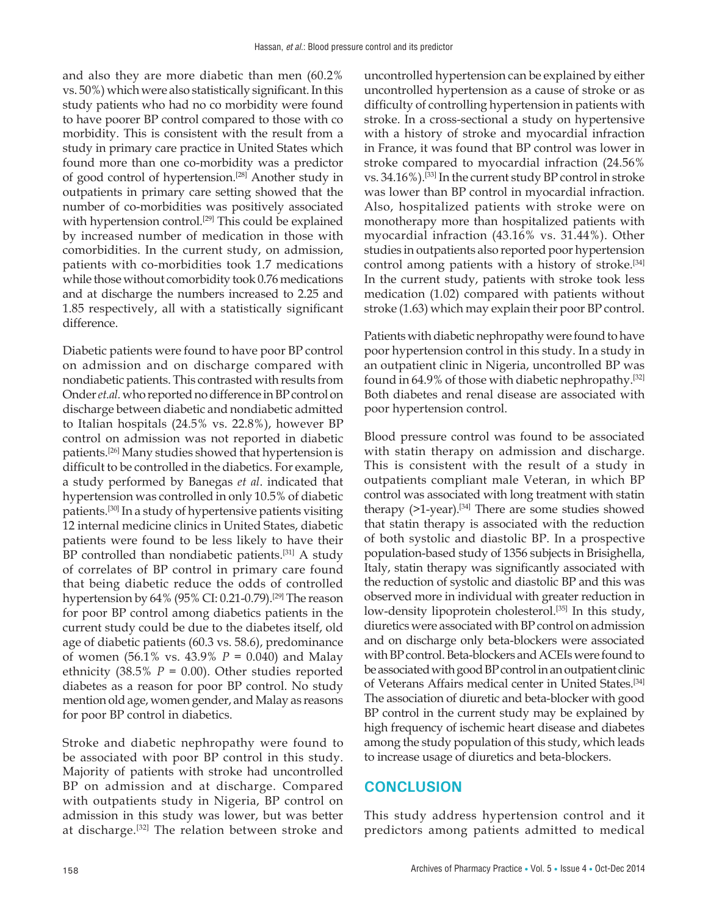and also they are more diabetic than men (60.2% vs. 50%) which were also statistically significant. In this study patients who had no co morbidity were found to have poorer BP control compared to those with co morbidity. This is consistent with the result from a study in primary care practice in United States which found more than one co-morbidity was a predictor of good control of hypertension.[28] Another study in outpatients in primary care setting showed that the number of co-morbidities was positively associated with hypertension control.[29] This could be explained by increased number of medication in those with comorbidities. In the current study, on admission, patients with co-morbidities took 1.7 medications while those without comorbidity took 0.76 medications and at discharge the numbers increased to 2.25 and 1.85 respectively, all with a statistically significant difference.

Diabetic patients were found to have poor BP control on admission and on discharge compared with nondiabetic patients. This contrasted with results from Onder *et.al.* who reported no difference in BP control on discharge between diabetic and nondiabetic admitted to Italian hospitals (24.5% vs. 22.8%), however BP control on admission was not reported in diabetic patients.[26] Many studies showed that hypertension is difficult to be controlled in the diabetics. For example, a study performed by Banegas *et al*. indicated that hypertension was controlled in only 10.5% of diabetic patients.[30] In a study of hypertensive patients visiting 12 internal medicine clinics in United States, diabetic patients were found to be less likely to have their BP controlled than nondiabetic patients.[31] A study of correlates of BP control in primary care found that being diabetic reduce the odds of controlled hypertension by 64% (95% CI: 0.21-0.79).[29] The reason for poor BP control among diabetics patients in the current study could be due to the diabetes itself, old age of diabetic patients (60.3 vs. 58.6), predominance of women (56.1% vs. 43.9% $P$ = 0.040) and Malay ethnicity (38.5% $P$ = 0.00). Other studies reported diabetes as a reason for poor BP control. No study mention old age, women gender, and Malay as reasons for poor BP control in diabetics.

Stroke and diabetic nephropathy were found to be associated with poor BP control in this study. Majority of patients with stroke had uncontrolled BP on admission and at discharge. Compared with outpatients study in Nigeria, BP control on admission in this study was lower, but was better at discharge.[32] The relation between stroke and uncontrolled hypertension can be explained by either uncontrolled hypertension as a cause of stroke or as difficulty of controlling hypertension in patients with stroke. In a cross-sectional a study on hypertensive with a history of stroke and myocardial infraction in France, it was found that BP control was lower in stroke compared to myocardial infraction (24.56% vs. 34.16%).[33] In the current study BP control in stroke was lower than BP control in myocardial infraction. Also, hospitalized patients with stroke were on monotherapy more than hospitalized patients with myocardial infraction (43.16% vs. 31.44%). Other studies in outpatients also reported poor hypertension control among patients with a history of stroke.[34] In the current study, patients with stroke took less medication (1.02) compared with patients without stroke (1.63) which may explain their poor BP control.

Patients with diabetic nephropathy were found to have poor hypertension control in this study. In a study in an outpatient clinic in Nigeria, uncontrolled BP was found in 64.9% of those with diabetic nephropathy.[32] Both diabetes and renal disease are associated with poor hypertension control.

Blood pressure control was found to be associated with statin therapy on admission and discharge. This is consistent with the result of a study in outpatients compliant male Veteran, in which BP control was associated with long treatment with statin therapy (>1-year).[34] There are some studies showed that statin therapy is associated with the reduction of both systolic and diastolic BP. In a prospective population-based study of 1356 subjects in Brisighella, Italy, statin therapy was significantly associated with the reduction of systolic and diastolic BP and this was observed more in individual with greater reduction in low-density lipoprotein cholesterol.[35] In this study, diuretics were associated with BP control on admission and on discharge only beta-blockers were associated with BP control. Beta-blockers and ACEIs were found to be associated with good BP control in an outpatient clinic of Veterans Affairs medical center in United States.[34] The association of diuretic and beta-blocker with good BP control in the current study may be explained by high frequency of ischemic heart disease and diabetes among the study population of this study, which leads to increase usage of diuretics and beta-blockers.

## CONCLUSION

This study address hypertension control and it predictors among patients admitted to medical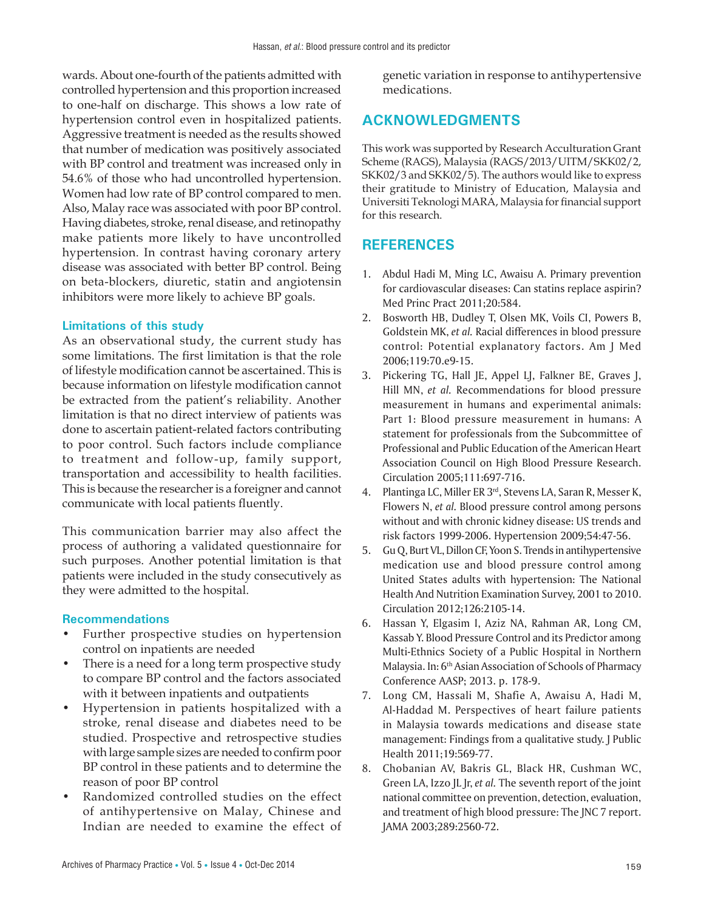wards. About one-fourth of the patients admitted with controlled hypertension and this proportion increased to one-half on discharge. This shows a low rate of hypertension control even in hospitalized patients. Aggressive treatment is needed as the results showed that number of medication was positively associated with BP control and treatment was increased only in 54.6% of those who had uncontrolled hypertension. Women had low rate of BP control compared to men. Also, Malay race was associated with poor BP control. Having diabetes, stroke, renal disease, and retinopathy make patients more likely to have uncontrolled hypertension. In contrast having coronary artery disease was associated with better BP control. Being on beta-blockers, diuretic, statin and angiotensin inhibitors were more likely to achieve BP goals.

### Limitations of this study

As an observational study, the current study has some limitations. The first limitation is that the role of lifestyle modification cannot be ascertained. This is because information on lifestyle modification cannot be extracted from the patient's reliability. Another limitation is that no direct interview of patients was done to ascertain patient-related factors contributing to poor control. Such factors include compliance to treatment and follow-up, family support, transportation and accessibility to health facilities. This is because the researcher is a foreigner and cannot communicate with local patients fluently.

This communication barrier may also affect the process of authoring a validated questionnaire for such purposes. Another potential limitation is that patients were included in the study consecutively as they were admitted to the hospital.

### Recommendations

- Further prospective studies on hypertension control on inpatients are needed
- There is a need for a long term prospective study to compare BP control and the factors associated with it between inpatients and outpatients
- Hypertension in patients hospitalized with a stroke, renal disease and diabetes need to be studied. Prospective and retrospective studies with large sample sizes are needed to confirm poor BP control in these patients and to determine the reason of poor BP control
- Randomized controlled studies on the effect of antihypertensive on Malay, Chinese and Indian are needed to examine the effect of genetic variation in response to antihypertensive medications.

## ACKNOWLEDGMENTS

This work was supported by Research Acculturation Grant Scheme (RAGS), Malaysia (RAGS/2013/UITM/SKK02/2, SKK02/3 and SKK02/5). The authors would like to express their gratitude to Ministry of Education, Malaysia and Universiti Teknologi MARA, Malaysia for financial support for this research.

## REFERENCES

1. Abdul Hadi M, Ming LC, Awaisu A. Primary prevention for cardiovascular diseases: Can statins replace aspirin? Med Princ Pract 2011;20:584.
2. Bosworth HB, Dudley T, Olsen MK, Voils CI, Powers B, Goldstein MK, *et al.* Racial differences in blood pressure control: Potential explanatory factors. Am J Med 2006;119:70.e9-15.
3. Pickering TG, Hall JE, Appel LJ, Falkner BE, Graves J, Hill MN, *et al.* Recommendations for blood pressure measurement in humans and experimental animals: Part 1: Blood pressure measurement in humans: A statement for professionals from the Subcommittee of Professional and Public Education of the American Heart Association Council on High Blood Pressure Research. Circulation 2005;111:697-716.
4. Plantinga LC, Miller ER 3rd, Stevens LA, Saran R, Messer K, Flowers N, *et al.* Blood pressure control among persons without and with chronic kidney disease: US trends and risk factors 1999-2006. Hypertension 2009;54:47-56.
5. Gu Q, Burt VL, Dillon CF, Yoon S. Trends in antihypertensive medication use and blood pressure control among United States adults with hypertension: The National Health And Nutrition Examination Survey, 2001 to 2010. Circulation 2012;126:2105-14.
6. Hassan Y, Elgasim I, Aziz NA, Rahman AR, Long CM, Kassab Y. Blood Pressure Control and its Predictor among Multi-Ethnics Society of a Public Hospital in Northern Malaysia. In: 6th Asian Association of Schools of Pharmacy Conference AASP; 2013. p. 178-9.
7. Long CM, Hassali M, Shafie A, Awaisu A, Hadi M, Al-Haddad M. Perspectives of heart failure patients in Malaysia towards medications and disease state management: Findings from a qualitative study. J Public Health 2011;19:569-77.
8. Chobanian AV, Bakris GL, Black HR, Cushman WC, Green LA, Izzo JL Jr, *et al.* The seventh report of the joint national committee on prevention, detection, evaluation, and treatment of high blood pressure: The JNC 7 report. JAMA 2003;289:2560-72.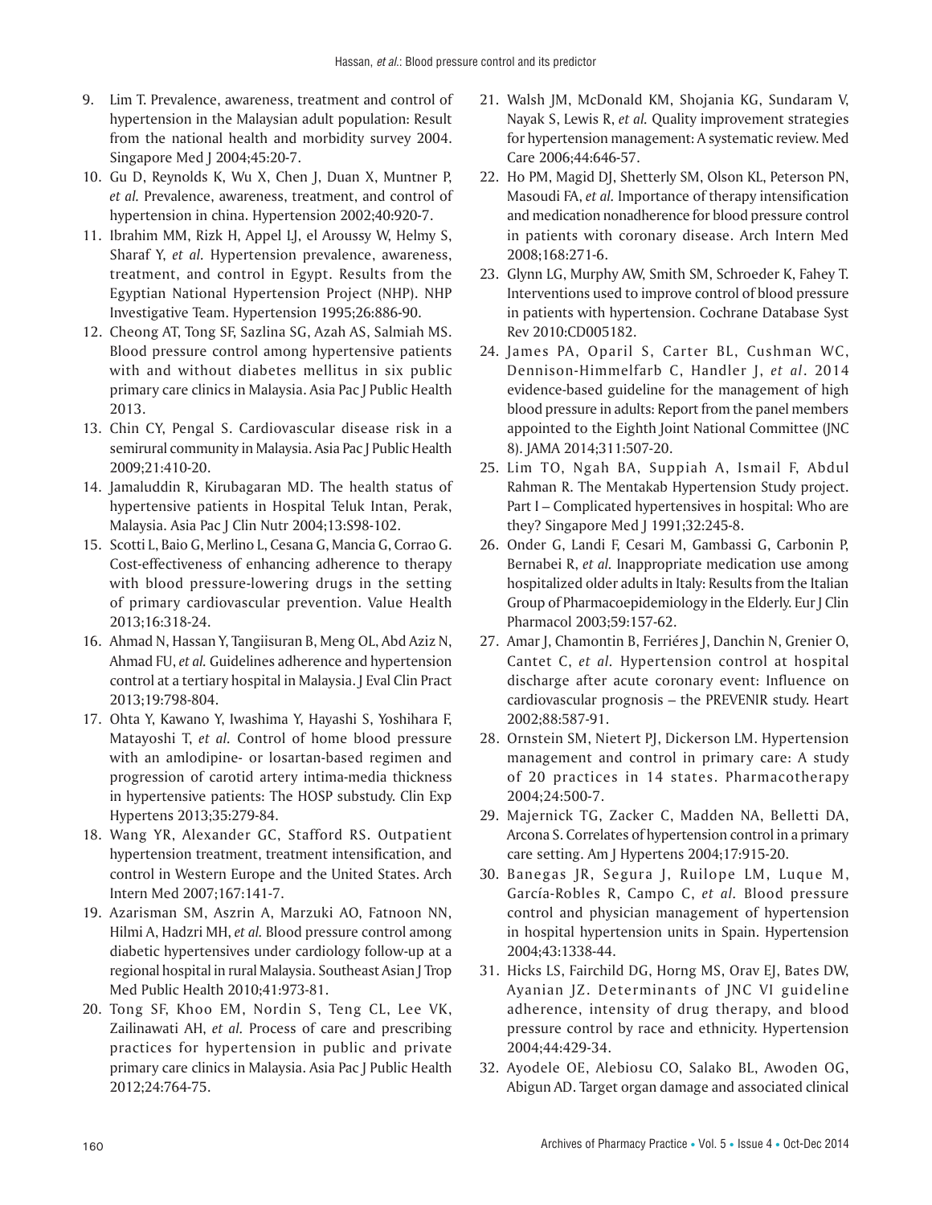9. Lim T. Prevalence, awareness, treatment and control of hypertension in the Malaysian adult population: Result from the national health and morbidity survey 2004. Singapore Med J 2004;45:20-7.
10. Gu D, Reynolds K, Wu X, Chen J, Duan X, Muntner P, *et al.* Prevalence, awareness, treatment, and control of hypertension in china. Hypertension 2002;40:920-7.
11. Ibrahim MM, Rizk H, Appel LJ, el Aroussy W, Helmy S, Sharaf Y, *et al.* Hypertension prevalence, awareness, treatment, and control in Egypt. Results from the Egyptian National Hypertension Project (NHP). NHP Investigative Team. Hypertension 1995;26:886-90.
12. Cheong AT, Tong SF, Sazlina SG, Azah AS, Salmiah MS. Blood pressure control among hypertensive patients with and without diabetes mellitus in six public primary care clinics in Malaysia. Asia Pac J Public Health 2013.
13. Chin CY, Pengal S. Cardiovascular disease risk in a semirural community in Malaysia. Asia Pac J Public Health 2009;21:410-20.
14. Jamaluddin R, Kirubagaran MD. The health status of hypertensive patients in Hospital Teluk Intan, Perak, Malaysia. Asia Pac J Clin Nutr 2004;13:S98-102.
15. Scotti L, Baio G, Merlino L, Cesana G, Mancia G, Corrao G. Cost-effectiveness of enhancing adherence to therapy with blood pressure-lowering drugs in the setting of primary cardiovascular prevention. Value Health 2013;16:318-24.
16. Ahmad N, Hassan Y, Tangiisuran B, Meng OL, Abd Aziz N, Ahmad FU, *et al.* Guidelines adherence and hypertension control at a tertiary hospital in Malaysia. J Eval Clin Pract 2013;19:798-804.
17. Ohta Y, Kawano Y, Iwashima Y, Hayashi S, Yoshihara F, Matayoshi T, *et al.* Control of home blood pressure with an amlodipine- or losartan-based regimen and progression of carotid artery intima-media thickness in hypertensive patients: The HOSP substudy. Clin Exp Hypertens 2013;35:279-84.
18. Wang YR, Alexander GC, Stafford RS. Outpatient hypertension treatment, treatment intensification, and control in Western Europe and the United States. Arch Intern Med 2007;167:141-7.
19. Azarisman SM, Aszrin A, Marzuki AO, Fatnoon NN, Hilmi A, Hadzri MH, *et al.* Blood pressure control among diabetic hypertensives under cardiology follow-up at a regional hospital in rural Malaysia. Southeast Asian J Trop Med Public Health 2010;41:973-81.
20. Tong SF, Khoo EM, Nordin S, Teng CL, Lee VK, Zailinawati AH, *et al.* Process of care and prescribing practices for hypertension in public and private primary care clinics in Malaysia. Asia Pac J Public Health 2012;24:764-75.
21. Walsh JM, McDonald KM, Shojania KG, Sundaram V, Nayak S, Lewis R, *et al.* Quality improvement strategies for hypertension management: A systematic review. Med Care 2006;44:646-57.
22. Ho PM, Magid DJ, Shetterly SM, Olson KL, Peterson PN, Masoudi FA, *et al.* Importance of therapy intensification and medication nonadherence for blood pressure control in patients with coronary disease. Arch Intern Med 2008;168:271-6.
23. Glynn LG, Murphy AW, Smith SM, Schroeder K, Fahey T. Interventions used to improve control of blood pressure in patients with hypertension. Cochrane Database Syst Rev 2010:CD005182.
24. James PA, Oparil S, Carter BL, Cushman WC, Dennison-Himmelfarb C, Handler J, *et al*. 2014 evidence-based guideline for the management of high blood pressure in adults: Report from the panel members appointed to the Eighth Joint National Committee (JNC 8). JAMA 2014;311:507-20.
25. Lim TO, Ngah BA, Suppiah A, Ismail F, Abdul Rahman R. The Mentakab Hypertension Study project. Part I – Complicated hypertensives in hospital: Who are they? Singapore Med J 1991;32:245-8.
26. Onder G, Landi F, Cesari M, Gambassi G, Carbonin P, Bernabei R, *et al.* Inappropriate medication use among hospitalized older adults in Italy: Results from the Italian Group of Pharmacoepidemiology in the Elderly. Eur J Clin Pharmacol 2003;59:157-62.
27. Amar J, Chamontin B, Ferriéres J, Danchin N, Grenier O, Cantet C, *et al*. Hypertension control at hospital discharge after acute coronary event: Influence on cardiovascular prognosis – the PREVENIR study. Heart 2002;88:587-91.
28. Ornstein SM, Nietert PJ, Dickerson LM. Hypertension management and control in primary care: A study of 20 practices in 14 states. Pharmacotherapy 2004;24:500-7.
29. Majernick TG, Zacker C, Madden NA, Belletti DA, Arcona S. Correlates of hypertension control in a primary care setting. Am J Hypertens 2004;17:915-20.
30. Banegas JR, Segura J, Ruilope LM, Luque M, García-Robles R, Campo C, *et al*. Blood pressure control and physician management of hypertension in hospital hypertension units in Spain. Hypertension 2004;43:1338-44.
31. Hicks LS, Fairchild DG, Horng MS, Orav EJ, Bates DW, Ayanian JZ. Determinants of JNC VI guideline adherence, intensity of drug therapy, and blood pressure control by race and ethnicity. Hypertension 2004;44:429-34.
32. Ayodele OE, Alebiosu CO, Salako BL, Awoden OG, Abigun AD. Target organ damage and associated clinical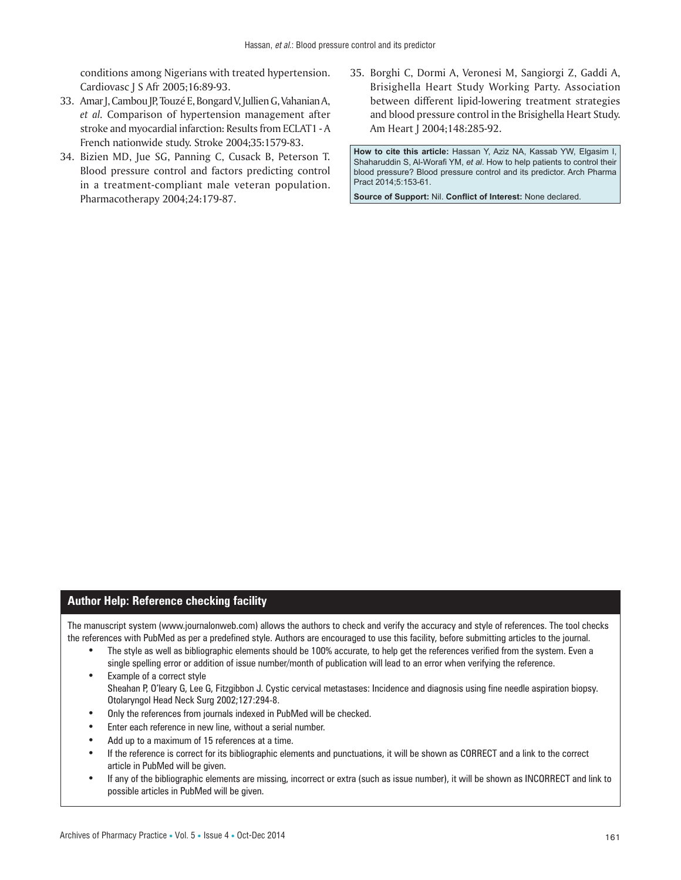conditions among Nigerians with treated hypertension. Cardiovasc J S Afr 2005;16:89-93.

33. Amar J, Cambou JP, Touzé E, Bongard V, Jullien G, Vahanian A, *et al*. Comparison of hypertension management after stroke and myocardial infarction: Results from ECLAT1 - A French nationwide study. Stroke 2004;35:1579-83.
34. Bizien MD, Jue SG, Panning C, Cusack B, Peterson T. Blood pressure control and factors predicting control in a treatment-compliant male veteran population. Pharmacotherapy 2004;24:179-87.
35. Borghi C, Dormi A, Veronesi M, Sangiorgi Z, Gaddi A, Brisighella Heart Study Working Party. Association between different lipid-lowering treatment strategies and blood pressure control in the Brisighella Heart Study. Am Heart J 2004;148:285-92.

**How to cite this article:** Hassan Y, Aziz NA, Kassab YW, Elgasim I, Shaharuddin S, Al-Worafi YM, *et al*. How to help patients to control their blood pressure? Blood pressure control and its predictor. Arch Pharma Pract 2014;5:153-61.

**Source of Support:** Nil. **Conflict of Interest:** None declared.

## Author Help: Reference checking facility

The manuscript system (www.journalonweb.com) allows the authors to check and verify the accuracy and style of references. The tool checks the references with PubMed as per a predefined style. Authors are encouraged to use this facility, before submitting articles to the journal.

- The style as well as bibliographic elements should be 100% accurate, to help get the references verified from the system. Even a single spelling error or addition of issue number/month of publication will lead to an error when verifying the reference.
- Example of a correct style
  Sheahan P, O'leary G, Lee G, Fitzgibbon J. Cystic cervical metastases: Incidence and diagnosis using fine needle aspiration biopsy. Otolaryngol Head Neck Surg 2002;127:294-8.
- Only the references from journals indexed in PubMed will be checked.
- Enter each reference in new line, without a serial number.
- Add up to a maximum of 15 references at a time.
- If the reference is correct for its bibliographic elements and punctuations, it will be shown as CORRECT and a link to the correct article in PubMed will be given.
- If any of the bibliographic elements are missing, incorrect or extra (such as issue number), it will be shown as INCORRECT and link to possible articles in PubMed will be given.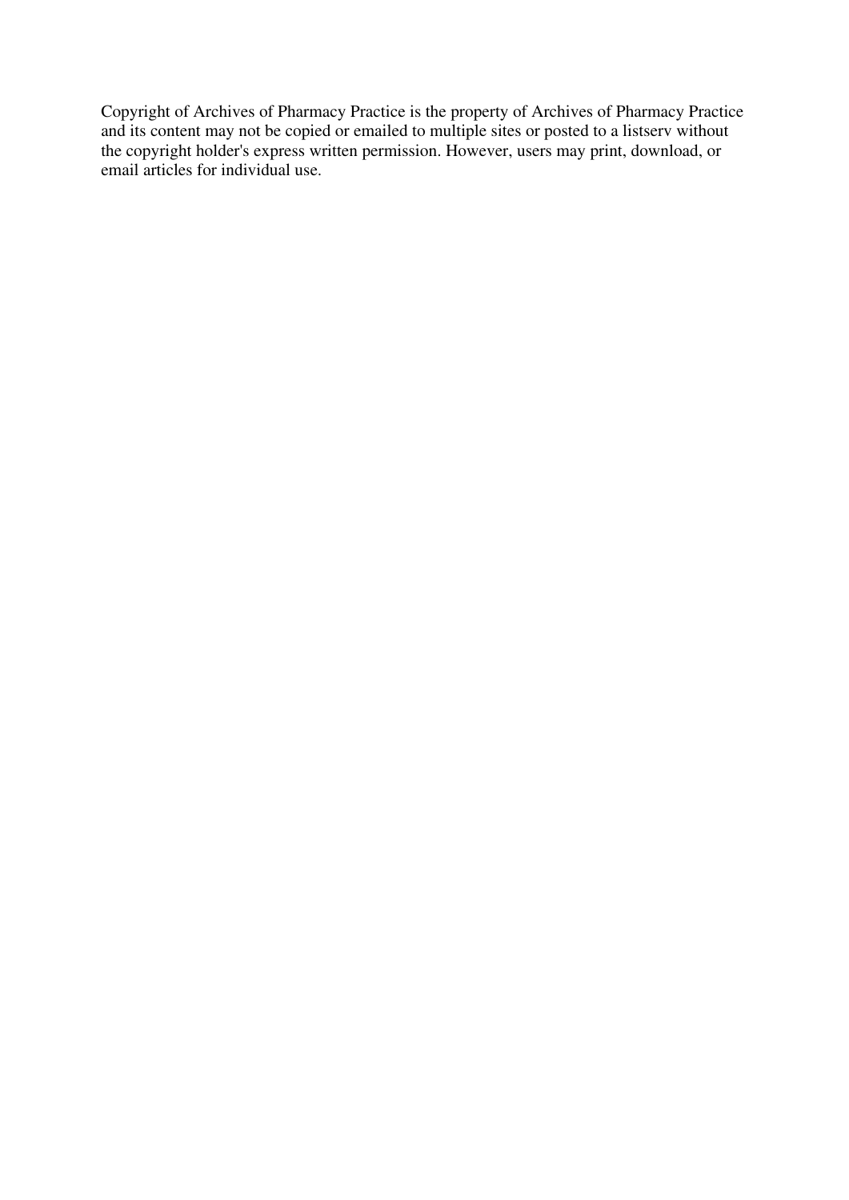Copyright of Archives of Pharmacy Practice is the property of Archives of Pharmacy Practice and its content may not be copied or emailed to multiple sites or posted to a listserv without the copyright holder's express written permission. However, users may print, download, or email articles for individual use.